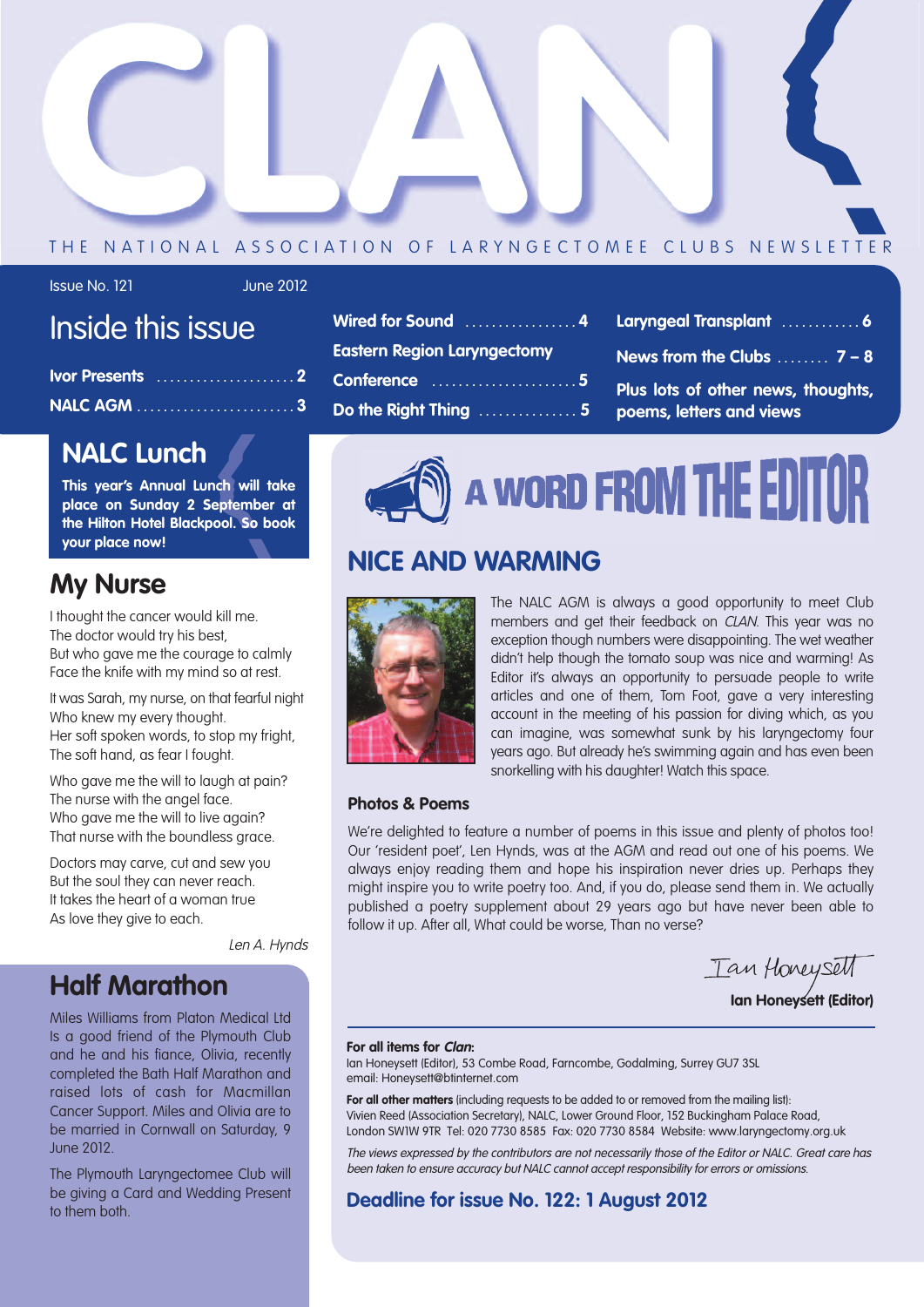# CLAN

THE NATIONAL ASSOCIATION OF LARYNGECTOMEE CLUBS NEWSLETTER

Issue No. 121 June 2012

## Inside this issue

- Ivor Presents ..................... 2
- NALC AGM ..................... 3
- Wired for Sound ..................... 4
- Eastern Region Laryngectomy Conference ..................... 5
- Do the Right Thing ..................... 5
- Laryngeal Transplant ..................... 6
- News from the Clubs ..................... 7 – 8
- Plus lots of other news, thoughts, poems, letters and views

## NALC Lunch

**This year's Annual Lunch will take place on Sunday 2 September at the Hilton Hotel Blackpool. So book your place now!**

## My Nurse

I thought the cancer would kill me.
The doctor would try his best,
But who gave me the courage to calmly
Face the knife with my mind so at rest.

It was Sarah, my nurse, on that fearful night
Who knew my every thought.
Her soft spoken words, to stop my fright,
The soft hand, as fear I fought.

Who gave me the will to laugh at pain?
The nurse with the angel face.
Who gave me the will to live again?
That nurse with the boundless grace.

Doctors may carve, cut and sew you
But the soul they can never reach.
It takes the heart of a woman true
As love they give to each.

*Len A. Hynds*

## Half Marathon

Miles Williams from Platon Medical Ltd Is a good friend of the Plymouth Club and he and his fiance, Olivia, recently completed the Bath Half Marathon and raised lots of cash for Macmillan Cancer Support. Miles and Olivia are to be married in Cornwall on Saturday, 9 June 2012.

The Plymouth Laryngectomee Club will be giving a Card and Wedding Present to them both.

## A WORD FROM THE EDITOR

### NICE AND WARMING

The NALC AGM is always a good opportunity to meet Club members and get their feedback on *CLAN*. This year was no exception though numbers were disappointing. The wet weather didn't help though the tomato soup was nice and warming! As Editor it's always an opportunity to persuade people to write articles and one of them, Tom Foot, gave a very interesting account in the meeting of his passion for diving which, as you can imagine, was somewhat sunk by his laryngectomy four years ago. But already he's swimming again and has even been snorkelling with his daughter! Watch this space.

### Photos & Poems

We're delighted to feature a number of poems in this issue and plenty of photos too! Our 'resident poet', Len Hynds, was at the AGM and read out one of his poems. We always enjoy reading them and hope his inspiration never dries up. Perhaps they might inspire you to write poetry too. And, if you do, please send them in. We actually published a poetry supplement about 29 years ago but have never been able to follow it up. After all, What could be worse, Than no verse?

*Ian Honeysett*

**Ian Honeysett (Editor)**

**For all items for *Clan*:**
Ian Honeysett (Editor), 53 Combe Road, Farncombe, Godalming, Surrey GU7 3SL
email: Honeysett@btinternet.com

**For all other matters** (including requests to be added to or removed from the mailing list):
Vivien Reed (Association Secretary), NALC, Lower Ground Floor, 152 Buckingham Palace Road, London SW1W 9TR Tel: 020 7730 8585 Fax: 020 7730 8584 Website: www.laryngectomy.org.uk

*The views expressed by the contributors are not necessarily those of the Editor or NALC. Great care has been taken to ensure accuracy but NALC cannot accept responsibility for errors or omissions.*

**Deadline for issue No. 122: 1 August 2012**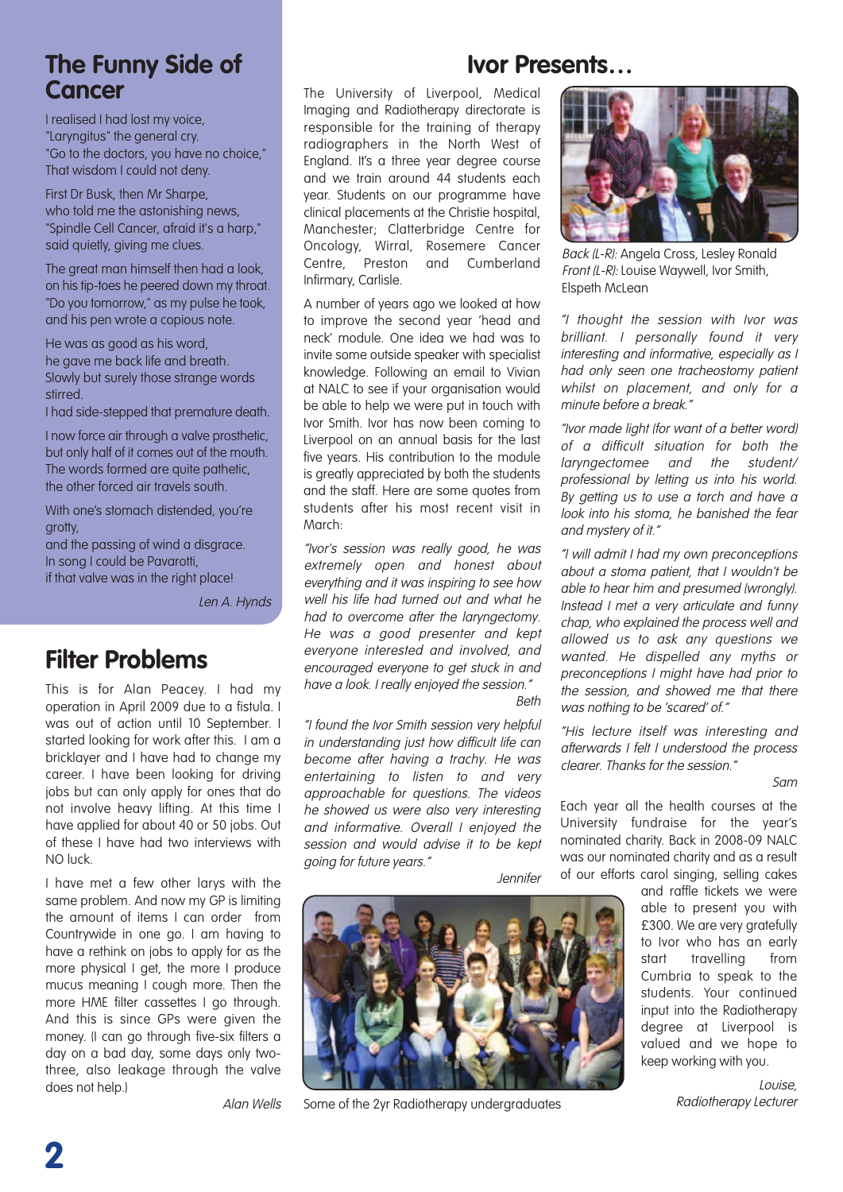## The Funny Side of Cancer

I realised I had lost my voice,
"Laryngitus" the general cry.
"Go to the doctors, you have no choice,"
That wisdom I could not deny.

First Dr Busk, then Mr Sharpe,
who told me the astonishing news,
"Spindle Cell Cancer, afraid it's a harp,"
said quietly, giving me clues.

The great man himself then had a look,
on his tip-toes he peered down my throat.
"Do you tomorrow," as my pulse he took,
and his pen wrote a copious note.

He was as good as his word,
he gave me back life and breath.
Slowly but surely those strange words stirred.
I had side-stepped that premature death.

I now force air through a valve prosthetic,
but only half of it comes out of the mouth.
The words formed are quite pathetic,
the other forced air travels south.

With one's stomach distended, you're grotty,
and the passing of wind a disgrace.
In song I could be Pavarotti,
if that valve was in the right place!

*Len A. Hynds*

## Filter Problems

This is for Alan Peacey. I had my operation in April 2009 due to a fistula. I was out of action until 10 September. I started looking for work after this. I am a bricklayer and I have had to change my career. I have been looking for driving jobs but can only apply for ones that do not involve heavy lifting. At this time I have applied for about 40 or 50 jobs. Out of these I have had two interviews with NO luck.

I have met a few other larys with the same problem. And now my GP is limiting the amount of items I can order from Countrywide in one go. I am having to have a rethink on jobs to apply for as the more physical I get, the more I produce mucus meaning I cough more. Then the more HME filter cassettes I go through. And this is since GPs were given the money. (I can go through five-six filters a day on a bad day, some days only two-three, also leakage through the valve does not help.)

*Alan Wells*

## Ivor Presents…

The University of Liverpool, Medical Imaging and Radiotherapy directorate is responsible for the training of therapy radiographers in the North West of England. It's a three year degree course and we train around 44 students each year. Students on our programme have clinical placements at the Christie hospital, Manchester; Clatterbridge Centre for Oncology, Wirral, Rosemere Cancer Centre, Preston and Cumberland Infirmary, Carlisle.

A number of years ago we looked at how to improve the second year 'head and neck' module. One idea we had was to invite some outside speaker with specialist knowledge. Following an email to Vivian at NALC to see if your organisation would be able to help we were put in touch with Ivor Smith. Ivor has now been coming to Liverpool on an annual basis for the last five years. His contribution to the module is greatly appreciated by both the students and the staff. Here are some quotes from students after his most recent visit in March:

*"Ivor's session was really good, he was extremely open and honest about everything and it was inspiring to see how well his life had turned out and what he had to overcome after the laryngectomy. He was a good presenter and kept everyone interested and involved, and encouraged everyone to get stuck in and have a look. I really enjoyed the session."*

*Beth*

*"I found the Ivor Smith session very helpful in understanding just how difficult life can become after having a trachy. He was entertaining to listen to and very approachable for questions. The videos he showed us were also very interesting and informative. Overall I enjoyed the session and would advise it to be kept going for future years."*

*Jennifer*

Some of the 2yr Radiotherapy undergraduates

*Back (L-R):* Angela Cross, Lesley Ronald
*Front (L-R):* Louise Waywell, Ivor Smith, Elspeth McLean

*"I thought the session with Ivor was brilliant. I personally found it very interesting and informative, especially as I had only seen one tracheostomy patient whilst on placement, and only for a minute before a break."*

*"Ivor made light (for want of a better word) of a difficult situation for both the laryngectomee and the student/ professional by letting us into his world. By getting us to use a torch and have a look into his stoma, he banished the fear and mystery of it."*

*"I will admit I had my own preconceptions about a stoma patient, that I wouldn't be able to hear him and presumed (wrongly). Instead I met a very articulate and funny chap, who explained the process well and allowed us to ask any questions we wanted. He dispelled any myths or preconceptions I might have had prior to the session, and showed me that there was nothing to be 'scared' of."*

*"His lecture itself was interesting and afterwards I felt I understood the process clearer. Thanks for the session."*

*Sam*

Each year all the health courses at the University fundraise for the year's nominated charity. Back in 2008-09 NALC was our nominated charity and as a result of our efforts carol singing, selling cakes and raffle tickets we were able to present you with £300. We are very gratefully to Ivor who has an early start travelling from Cumbria to speak to the students. Your continued input into the Radiotherapy degree at Liverpool is valued and we hope to keep working with you.

*Louise, Radiotherapy Lecturer*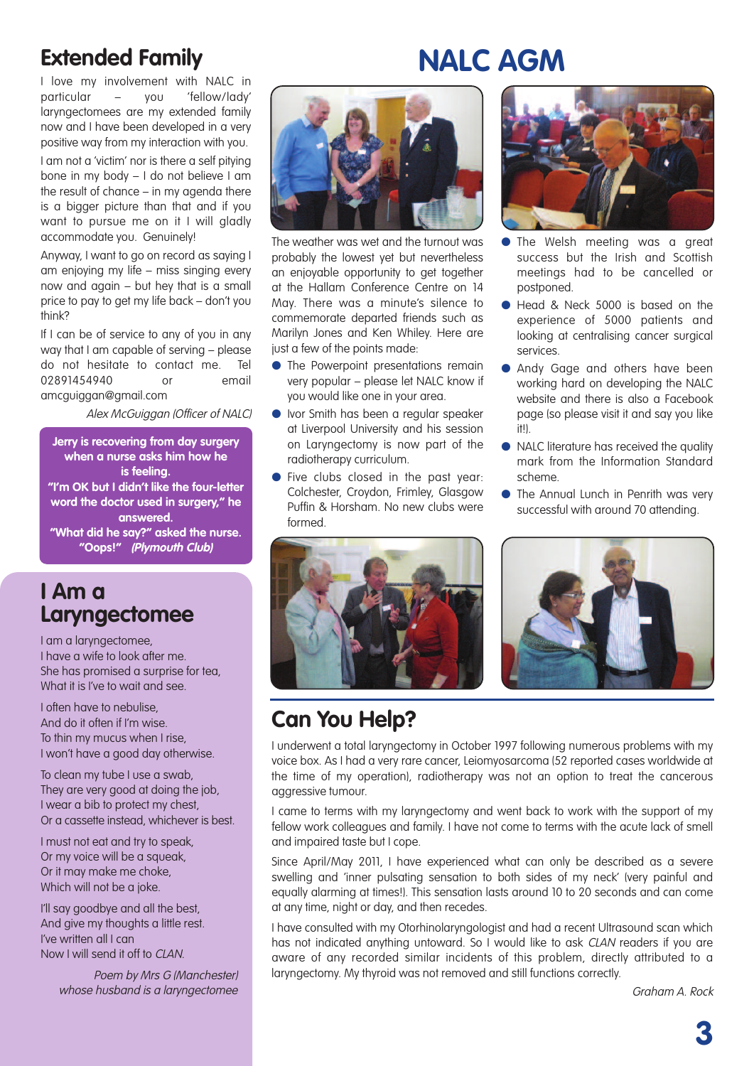## Extended Family

I love my involvement with NALC in particular – you 'fellow/lady' laryngectomees are my extended family now and I have been developed in a very positive way from my interaction with you.

I am not a 'victim' nor is there a self pitying bone in my body – I do not believe I am the result of chance – in my agenda there is a bigger picture than that and if you want to pursue me on it I will gladly accommodate you. Genuinely!

Anyway, I want to go on record as saying I am enjoying my life – miss singing every now and again – but hey that is a small price to pay to get my life back – don't you think?

If I can be of service to any of you in any way that I am capable of serving – please do not hesitate to contact me. Tel 02891454940 or email amcguiggan@gmail.com

*Alex McGuiggan (Officer of NALC)*

**Jerry is recovering from day surgery when a nurse asks him how he is feeling.**
**"I'm OK but I didn't like the four-letter word the doctor used in surgery," he answered.**
**"What did he say?" asked the nurse.**
**"Oops!"** ***(Plymouth Club)***

## I Am a Laryngectomee

I am a laryngectomee,
I have a wife to look after me.
She has promised a surprise for tea,
What it is I've to wait and see.

I often have to nebulise,
And do it often if I'm wise.
To thin my mucus when I rise,
I won't have a good day otherwise.

To clean my tube I use a swab,
They are very good at doing the job,
I wear a bib to protect my chest,
Or a cassette instead, whichever is best.

I must not eat and try to speak,
Or my voice will be a squeak,
Or it may make me choke,
Which will not be a joke.

I'll say goodbye and all the best,
And give my thoughts a little rest.
I've written all I can
Now I will send it off to *CLAN*.

*Poem by Mrs G (Manchester) whose husband is a laryngectomee*

# NALC AGM

The weather was wet and the turnout was probably the lowest yet but nevertheless an enjoyable opportunity to get together at the Hallam Conference Centre on 14 May. There was a minute's silence to commemorate departed friends such as Marilyn Jones and Ken Whiley. Here are just a few of the points made:

- The Powerpoint presentations remain very popular – please let NALC know if you would like one in your area.
- Ivor Smith has been a regular speaker at Liverpool University and his session on Laryngectomy is now part of the radiotherapy curriculum.
- Five clubs closed in the past year: Colchester, Croydon, Frimley, Glasgow Puffin & Horsham. No new clubs were formed.
- The Welsh meeting was a great success but the Irish and Scottish meetings had to be cancelled or postponed.
- Head & Neck 5000 is based on the experience of 5000 patients and looking at centralising cancer surgical services.
- Andy Gage and others have been working hard on developing the NALC website and there is also a Facebook page (so please visit it and say you like it!).
- NALC literature has received the quality mark from the Information Standard scheme.
- The Annual Lunch in Penrith was very successful with around 70 attending.

## Can You Help?

I underwent a total laryngectomy in October 1997 following numerous problems with my voice box. As I had a very rare cancer, Leiomyosarcoma (52 reported cases worldwide at the time of my operation), radiotherapy was not an option to treat the cancerous aggressive tumour.

I came to terms with my laryngectomy and went back to work with the support of my fellow work colleagues and family. I have not come to terms with the acute lack of smell and impaired taste but I cope.

Since April/May 2011, I have experienced what can only be described as a severe swelling and 'inner pulsating sensation to both sides of my neck' (very painful and equally alarming at times!). This sensation lasts around 10 to 20 seconds and can come at any time, night or day, and then recedes.

I have consulted with my Otorhinolaryngologist and had a recent Ultrasound scan which has not indicated anything untoward. So I would like to ask *CLAN* readers if you are aware of any recorded similar incidents of this problem, directly attributed to a laryngectomy. My thyroid was not removed and still functions correctly.

*Graham A. Rock*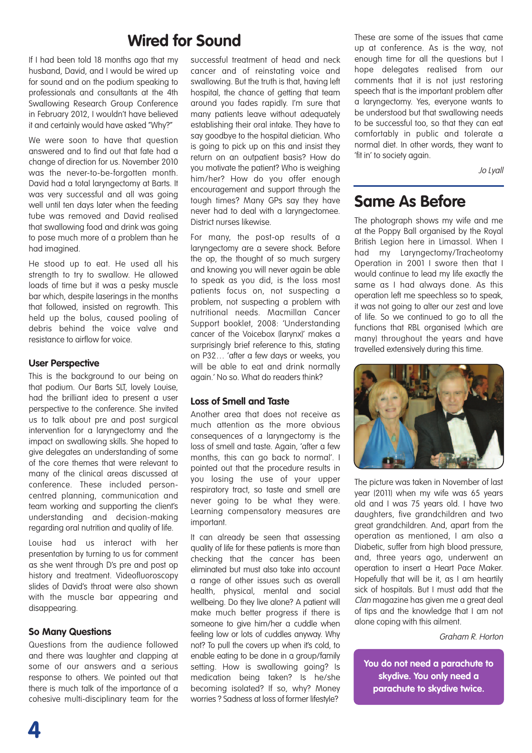# Wired for Sound

If I had been told 18 months ago that my husband, David, and I would be wired up for sound and on the podium speaking to professionals and consultants at the 4th Swallowing Research Group Conference in February 2012, I wouldn't have believed it and certainly would have asked "Why?"

We were soon to have that question answered and to find out that fate had a change of direction for us. November 2010 was the never-to-be-forgotten month. David had a total laryngectomy at Barts. It was very successful and all was going well until ten days later when the feeding tube was removed and David realised that swallowing food and drink was going to pose much more of a problem than he had imagined.

He stood up to eat. He used all his strength to try to swallow. He allowed loads of time but it was a pesky muscle bar which, despite laserings in the months that followed, insisted on regrowth. This held up the bolus, caused pooling of debris behind the voice valve and resistance to airflow for voice.

### User Perspective

This is the background to our being on that podium. Our Barts SLT, lovely Louise, had the brilliant idea to present a user perspective to the conference. She invited us to talk about pre and post surgical intervention for a laryngectomy and the impact on swallowing skills. She hoped to give delegates an understanding of some of the core themes that were relevant to many of the clinical areas discussed at conference. These included person-centred planning, communication and team working and supporting the client's understanding and decision-making regarding oral nutrition and quality of life.

Louise had us interact with her presentation by turning to us for comment as she went through D's pre and post op history and treatment. Videofluoroscopy slides of David's throat were also shown with the muscle bar appearing and disappearing.

### So Many Questions

Questions from the audience followed and there was laughter and clapping at some of our answers and a serious response to others. We pointed out that there is much talk of the importance of a cohesive multi-disciplinary team for the successful treatment of head and neck cancer and of reinstating voice and swallowing. But the truth is that, having left hospital, the chance of getting that team around you fades rapidly. I'm sure that many patients leave without adequately establishing their oral intake. They have to say goodbye to the hospital dietician. Who is going to pick up on this and insist they return on an outpatient basis? How do you motivate the patient? Who is weighing him/her? How do you offer enough encouragement and support through the tough times? Many GPs say they have never had to deal with a laryngectomee. District nurses likewise.

For many, the post-op results of a laryngectomy are a severe shock. Before the op, the thought of so much surgery and knowing you will never again be able to speak as you did, is the loss most patients focus on, not suspecting a problem, not suspecting a problem with nutritional needs. Macmillan Cancer Support booklet, 2008: 'Understanding cancer of the Voicebox (larynx)' makes a surprisingly brief reference to this, stating on P32… 'after a few days or weeks, you will be able to eat and drink normally again.' No so. What do readers think?

### Loss of Smell and Taste

Another area that does not receive as much attention as the more obvious consequences of a laryngectomy is the loss of smell and taste. Again, 'after a few months, this can go back to normal'. I pointed out that the procedure results in you losing the use of your upper respiratory tract, so taste and smell are never going to be what they were. Learning compensatory measures are important.

It can already be seen that assessing quality of life for these patients is more than checking that the cancer has been eliminated but must also take into account a range of other issues such as overall health, physical, mental and social wellbeing. Do they live alone? A patient will make much better progress if there is someone to give him/her a cuddle when feeling low or lots of cuddles anyway. Why not? To pull the covers up when it's cold, to enable eating to be done in a group/family setting. How is swallowing going? Is medication being taken? Is he/she becoming isolated? If so, why? Money worries ? Sadness at loss of former lifestyle?

These are some of the issues that came up at conference. As is the way, not enough time for all the questions but I hope delegates realised from our comments that it is not just restoring speech that is the important problem after a laryngectomy. Yes, everyone wants to be understood but that swallowing needs to be successful too, so that they can eat comfortably in public and tolerate a normal diet. In other words, they want to 'fit in' to society again.

*Jo Lyall*

# Same As Before

The photograph shows my wife and me at the Poppy Ball organised by the Royal British Legion here in Limassol. When I had my Laryngectomy/Tracheotomy Operation in 2001 I swore then that I would continue to lead my life exactly the same as I had always done. As this operation left me speechless so to speak, it was not going to alter our zest and love of life. So we continued to go to all the functions that RBL organised (which are many) throughout the years and have travelled extensively during this time.

The picture was taken in November of last year (2011) when my wife was 65 years old and I was 75 years old. I have two daughters, five grandchildren and two great grandchildren. And, apart from the operation as mentioned, I am also a Diabetic, suffer from high blood pressure, and, three years ago, underwent an operation to insert a Heart Pace Maker. Hopefully that will be it, as I am heartily sick of hospitals. But I must add that the *Clan* magazine has given me a great deal of tips and the knowledge that I am not alone coping with this ailment.

*Graham R. Horton*

**You do not need a parachute to skydive. You only need a parachute to skydive twice.**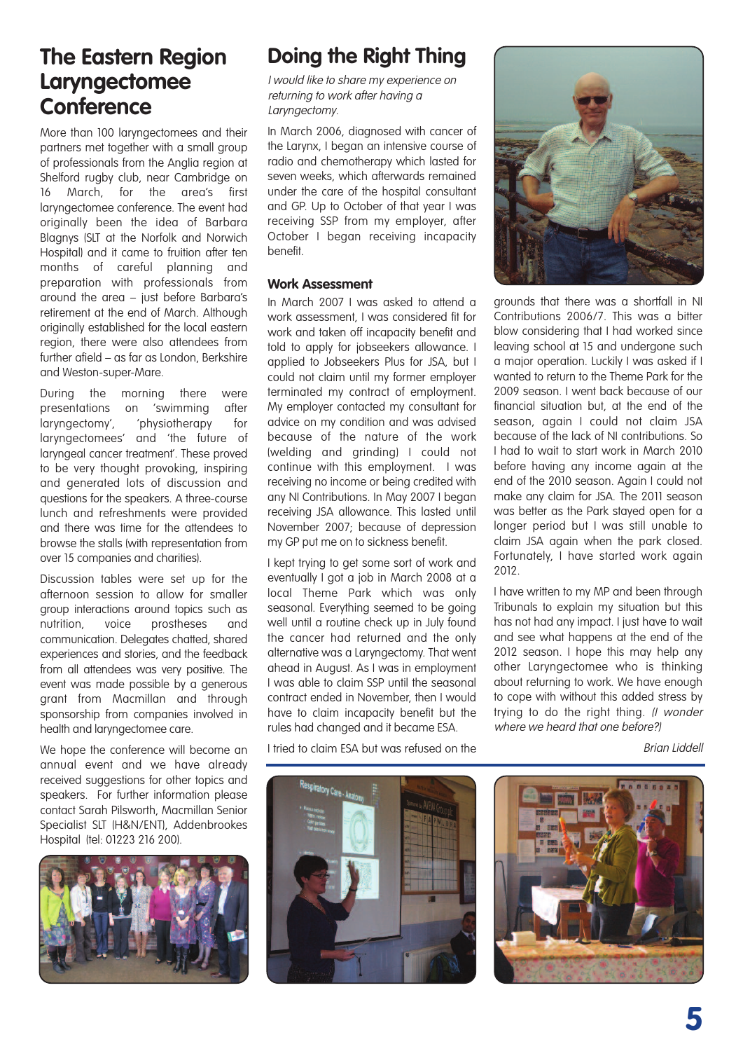# The Eastern Region Laryngectomee Conference

More than 100 laryngectomees and their partners met together with a small group of professionals from the Anglia region at Shelford rugby club, near Cambridge on 16 March, for the area's first laryngectomee conference. The event had originally been the idea of Barbara Blagnys (SLT at the Norfolk and Norwich Hospital) and it came to fruition after ten months of careful planning and preparation with professionals from around the area – just before Barbara's retirement at the end of March. Although originally established for the local eastern region, there were also attendees from further afield – as far as London, Berkshire and Weston-super-Mare.

During the morning there were presentations on 'swimming after laryngectomy', 'physiotherapy for laryngectomees' and 'the future of laryngeal cancer treatment'. These proved to be very thought provoking, inspiring and generated lots of discussion and questions for the speakers. A three-course lunch and refreshments were provided and there was time for the attendees to browse the stalls (with representation from over 15 companies and charities).

Discussion tables were set up for the afternoon session to allow for smaller group interactions around topics such as nutrition, voice prostheses and communication. Delegates chatted, shared experiences and stories, and the feedback from all attendees was very positive. The event was made possible by a generous grant from Macmillan and through sponsorship from companies involved in health and laryngectomee care.

We hope the conference will become an annual event and we have already received suggestions for other topics and speakers. For further information please contact Sarah Pilsworth, Macmillan Senior Specialist SLT (H&N/ENT), Addenbrookes Hospital (tel: 01223 216 200).

# Doing the Right Thing

*I would like to share my experience on returning to work after having a Laryngectomy.*

In March 2006, diagnosed with cancer of the Larynx, I began an intensive course of radio and chemotherapy which lasted for seven weeks, which afterwards remained under the care of the hospital consultant and GP. Up to October of that year I was receiving SSP from my employer, after October I began receiving incapacity benefit.

### Work Assessment

In March 2007 I was asked to attend a work assessment, I was considered fit for work and taken off incapacity benefit and told to apply for jobseekers allowance. I applied to Jobseekers Plus for JSA, but I could not claim until my former employer terminated my contract of employment. My employer contacted my consultant for advice on my condition and was advised because of the nature of the work (welding and grinding) I could not continue with this employment. I was receiving no income or being credited with any NI Contributions. In May 2007 I began receiving JSA allowance. This lasted until November 2007; because of depression my GP put me on to sickness benefit.

I kept trying to get some sort of work and eventually I got a job in March 2008 at a local Theme Park which was only seasonal. Everything seemed to be going well until a routine check up in July found the cancer had returned and the only alternative was a Laryngectomy. That went ahead in August. As I was in employment I was able to claim SSP until the seasonal contract ended in November, then I would have to claim incapacity benefit but the rules had changed and it became ESA.

I tried to claim ESA but was refused on the grounds that there was a shortfall in NI Contributions 2006/7. This was a bitter blow considering that I had worked since leaving school at 15 and undergone such a major operation. Luckily I was asked if I wanted to return to the Theme Park for the 2009 season. I went back because of our financial situation but, at the end of the season, again I could not claim JSA because of the lack of NI contributions. So I had to wait to start work in March 2010 before having any income again at the end of the 2010 season. Again I could not make any claim for JSA. The 2011 season was better as the Park stayed open for a longer period but I was still unable to claim JSA again when the park closed. Fortunately, I have started work again 2012.

I have written to my MP and been through Tribunals to explain my situation but this has not had any impact. I just have to wait and see what happens at the end of the 2012 season. I hope this may help any other Laryngectomee who is thinking about returning to work. We have enough to cope with without this added stress by trying to do the right thing. *(I wonder where we heard that one before?)*

*Brian Liddell*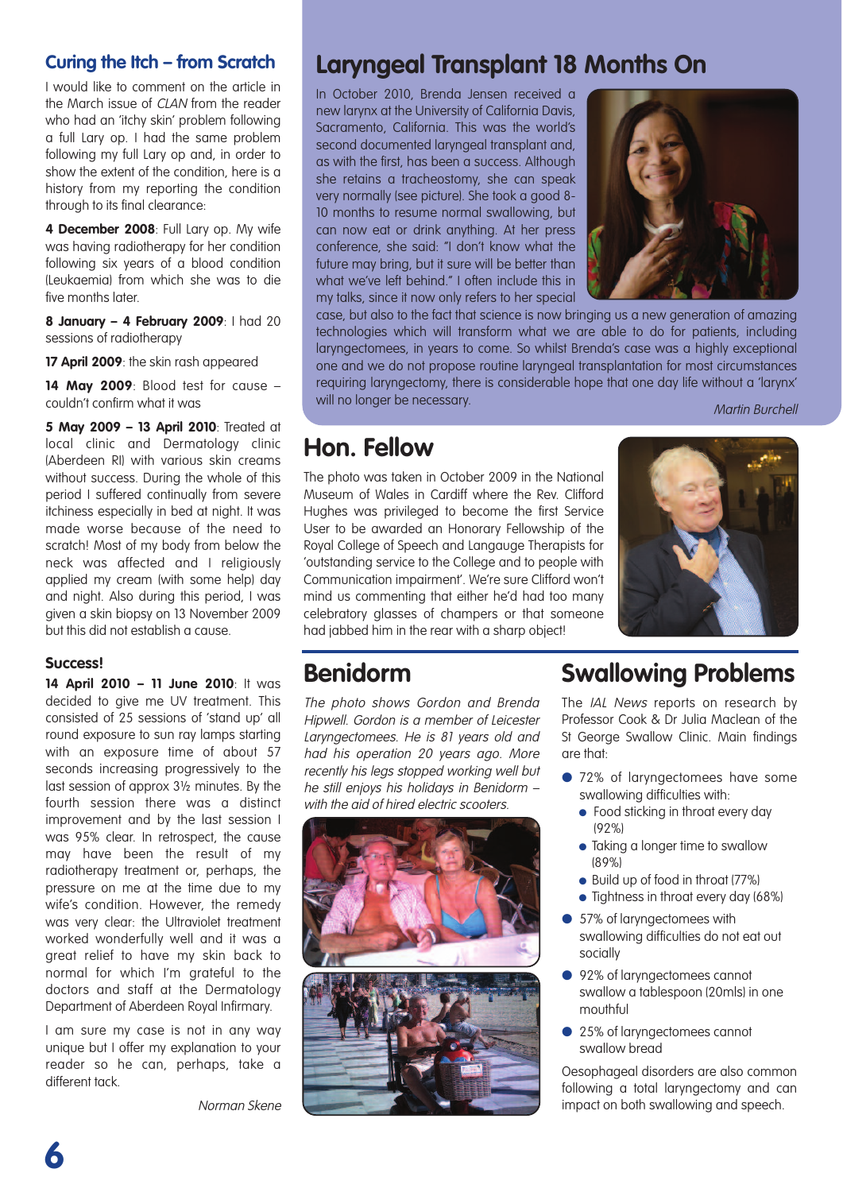## Curing the Itch – from Scratch

I would like to comment on the article in the March issue of *CLAN* from the reader who had an 'itchy skin' problem following a full Lary op. I had the same problem following my full Lary op and, in order to show the extent of the condition, here is a history from my reporting the condition through to its final clearance:

**4 December 2008**: Full Lary op. My wife was having radiotherapy for her condition following six years of a blood condition (Leukaemia) from which she was to die five months later.

**8 January – 4 February 2009**: I had 20 sessions of radiotherapy

**17 April 2009**: the skin rash appeared

**14 May 2009**: Blood test for cause – couldn't confirm what it was

**5 May 2009 – 13 April 2010**: Treated at local clinic and Dermatology clinic (Aberdeen RI) with various skin creams without success. During the whole of this period I suffered continually from severe itchiness especially in bed at night. It was made worse because of the need to scratch! Most of my body from below the neck was affected and I religiously applied my cream (with some help) day and night. Also during this period, I was given a skin biopsy on 13 November 2009 but this did not establish a cause.

### Success!

**14 April 2010 – 11 June 2010**: It was decided to give me UV treatment. This consisted of 25 sessions of 'stand up' all round exposure to sun ray lamps starting with an exposure time of about 57 seconds increasing progressively to the last session of approx 3½ minutes. By the fourth session there was a distinct improvement and by the last session I was 95% clear. In retrospect, the cause may have been the result of my radiotherapy treatment or, perhaps, the pressure on me at the time due to my wife's condition. However, the remedy was very clear: the Ultraviolet treatment worked wonderfully well and it was a great relief to have my skin back to normal for which I'm grateful to the doctors and staff at the Dermatology Department of Aberdeen Royal Infirmary.

I am sure my case is not in any way unique but I offer my explanation to your reader so he can, perhaps, take a different tack.

*Norman Skene*

## Laryngeal Transplant 18 Months On

In October 2010, Brenda Jensen received a new larynx at the University of California Davis, Sacramento, California. This was the world's second documented laryngeal transplant and, as with the first, has been a success. Although she retains a tracheostomy, she can speak very normally (see picture). She took a good 8-10 months to resume normal swallowing, but can now eat or drink anything. At her press conference, she said: "I don't know what the future may bring, but it sure will be better than what we've left behind." I often include this in my talks, since it now only refers to her special case, but also to the fact that science is now bringing us a new generation of amazing technologies which will transform what we are able to do for patients, including laryngectomees, in years to come. So whilst Brenda's case was a highly exceptional one and we do not propose routine laryngeal transplantation for most circumstances requiring laryngectomy, there is considerable hope that one day life without a 'larynx' will no longer be necessary.

*Martin Burchell*

## Hon. Fellow

The photo was taken in October 2009 in the National Museum of Wales in Cardiff where the Rev. Clifford Hughes was privileged to become the first Service User to be awarded an Honorary Fellowship of the Royal College of Speech and Langauge Therapists for 'outstanding service to the College and to people with Communication impairment'. We're sure Clifford won't mind us commenting that either he'd had too many celebratory glasses of champers or that someone had jabbed him in the rear with a sharp object!

## Benidorm

*The photo shows Gordon and Brenda Hipwell. Gordon is a member of Leicester Laryngectomees. He is 81 years old and had his operation 20 years ago. More recently his legs stopped working well but he still enjoys his holidays in Benidorm – with the aid of hired electric scooters.*

## Swallowing Problems

The *IAL News* reports on research by Professor Cook & Dr Julia Maclean of the St George Swallow Clinic. Main findings are that:

- 72% of laryngectomees have some swallowing difficulties with:
  - Food sticking in throat every day (92%)
  - Taking a longer time to swallow (89%)
  - Build up of food in throat (77%)
  - Tightness in throat every day (68%)
- 57% of laryngectomees with swallowing difficulties do not eat out socially
- 92% of laryngectomees cannot swallow a tablespoon (20mls) in one mouthful
- 25% of laryngectomees cannot swallow bread

Oesophageal disorders are also common following a total laryngectomy and can impact on both swallowing and speech.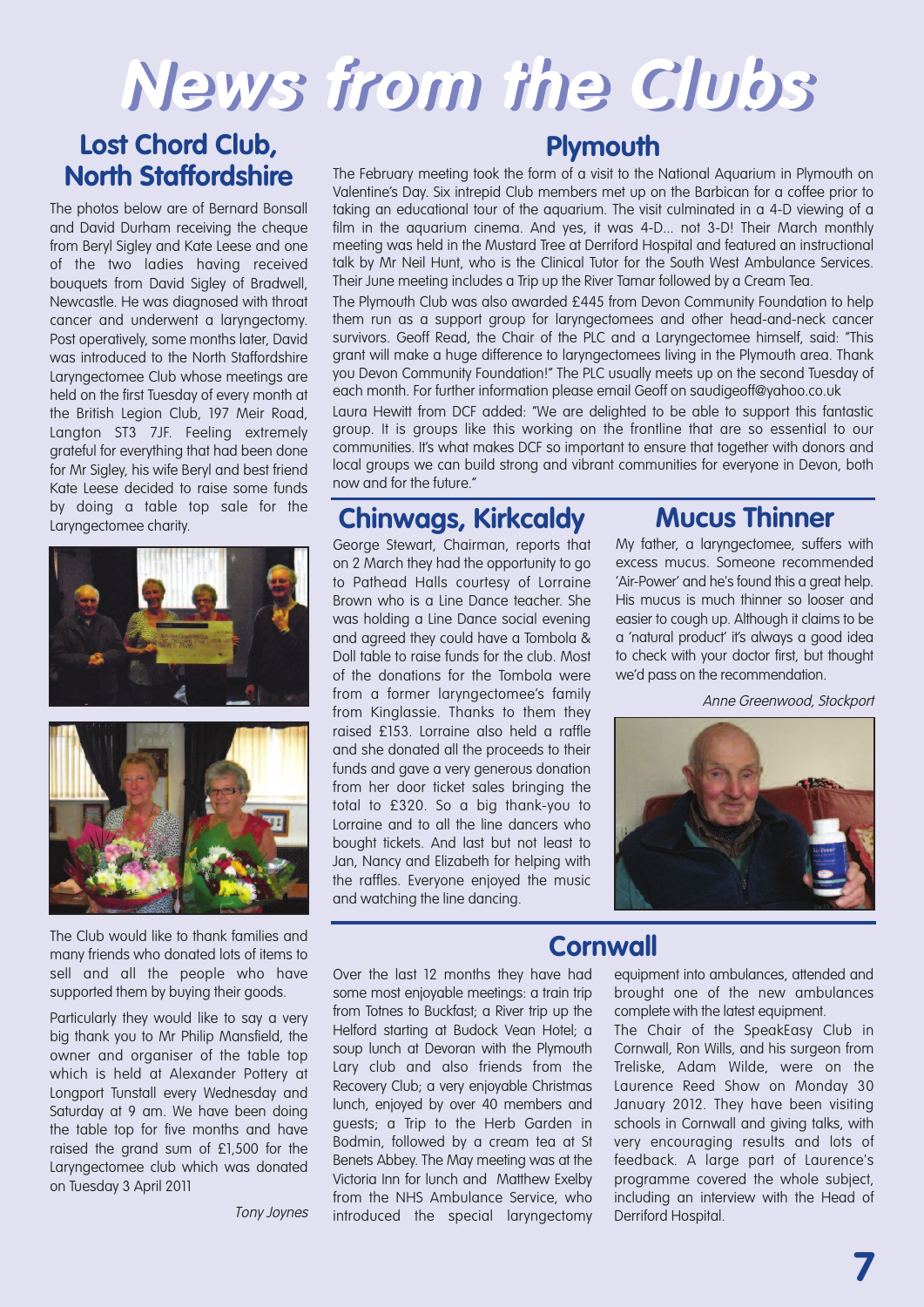# News from the Clubs

## Lost Chord Club, North Staffordshire

The photos below are of Bernard Bonsall and David Durham receiving the cheque from Beryl Sigley and Kate Leese and one of the two ladies having received bouquets from David Sigley of Bradwell, Newcastle. He was diagnosed with throat cancer and underwent a laryngectomy. Post operatively, some months later, David was introduced to the North Staffordshire Laryngectomee Club whose meetings are held on the first Tuesday of every month at the British Legion Club, 197 Meir Road, Langton ST3 7JF. Feeling extremely grateful for everything that had been done for Mr Sigley, his wife Beryl and best friend Kate Leese decided to raise some funds by doing a table top sale for the Laryngectomee charity.

The Club would like to thank families and many friends who donated lots of items to sell and all the people who have supported them by buying their goods.

Particularly they would like to say a very big thank you to Mr Philip Mansfield, the owner and organiser of the table top which is held at Alexander Pottery at Longport Tunstall every Wednesday and Saturday at 9 am. We have been doing the table top for five months and have raised the grand sum of £1,500 for the Laryngectomee club which was donated on Tuesday 3 April 2011

*Tony Joynes*

## Plymouth

The February meeting took the form of a visit to the National Aquarium in Plymouth on Valentine's Day. Six intrepid Club members met up on the Barbican for a coffee prior to taking an educational tour of the aquarium. The visit culminated in a 4-D viewing of a film in the aquarium cinema. And yes, it was 4-D... not 3-D! Their March monthly meeting was held in the Mustard Tree at Derriford Hospital and featured an instructional talk by Mr Neil Hunt, who is the Clinical Tutor for the South West Ambulance Services. Their June meeting includes a Trip up the River Tamar followed by a Cream Tea.

The Plymouth Club was also awarded £445 from Devon Community Foundation to help them run as a support group for laryngectomees and other head-and-neck cancer survivors. Geoff Read, the Chair of the PLC and a Laryngectomee himself, said: "This grant will make a huge difference to laryngectomees living in the Plymouth area. Thank you Devon Community Foundation!" The PLC usually meets up on the second Tuesday of each month. For further information please email Geoff on saudigeoff@yahoo.co.uk

Laura Hewitt from DCF added: "We are delighted to be able to support this fantastic group. It is groups like this working on the frontline that are so essential to our communities. It's what makes DCF so important to ensure that together with donors and local groups we can build strong and vibrant communities for everyone in Devon, both now and for the future."

## Chinwags, Kirkcaldy

George Stewart, Chairman, reports that on 2 March they had the opportunity to go to Pathead Halls courtesy of Lorraine Brown who is a Line Dance teacher. She was holding a Line Dance social evening and agreed they could have a Tombola & Doll table to raise funds for the club. Most of the donations for the Tombola were from a former laryngectomee's family from Kinglassie. Thanks to them they raised £153. Lorraine also held a raffle and she donated all the proceeds to their funds and gave a very generous donation from her door ticket sales bringing the total to £320. So a big thank-you to Lorraine and to all the line dancers who bought tickets. And last but not least to Jan, Nancy and Elizabeth for helping with the raffles. Everyone enjoyed the music and watching the line dancing.

## Mucus Thinner

My father, a laryngectomee, suffers with excess mucus. Someone recommended 'Air-Power' and he's found this a great help. His mucus is much thinner so looser and easier to cough up. Although it claims to be a 'natural product' it's always a good idea to check with your doctor first, but thought we'd pass on the recommendation.

*Anne Greenwood, Stockport*

## Cornwall

Over the last 12 months they have had some most enjoyable meetings: a train trip from Totnes to Buckfast; a River trip up the Helford starting at Budock Vean Hotel; a soup lunch at Devoran with the Plymouth Lary club and also friends from the Recovery Club; a very enjoyable Christmas lunch, enjoyed by over 40 members and guests; a Trip to the Herb Garden in Bodmin, followed by a cream tea at St Benets Abbey. The May meeting was at the Victoria Inn for lunch and Matthew Exelby from the NHS Ambulance Service, who introduced the special laryngectomy equipment into ambulances, attended and brought one of the new ambulances complete with the latest equipment.

The Chair of the SpeakEasy Club in Cornwall, Ron Wills, and his surgeon from Treliske, Adam Wilde, were on the Laurence Reed Show on Monday 30 January 2012. They have been visiting schools in Cornwall and giving talks, with very encouraging results and lots of feedback. A large part of Laurence's programme covered the whole subject, including an interview with the Head of Derriford Hospital.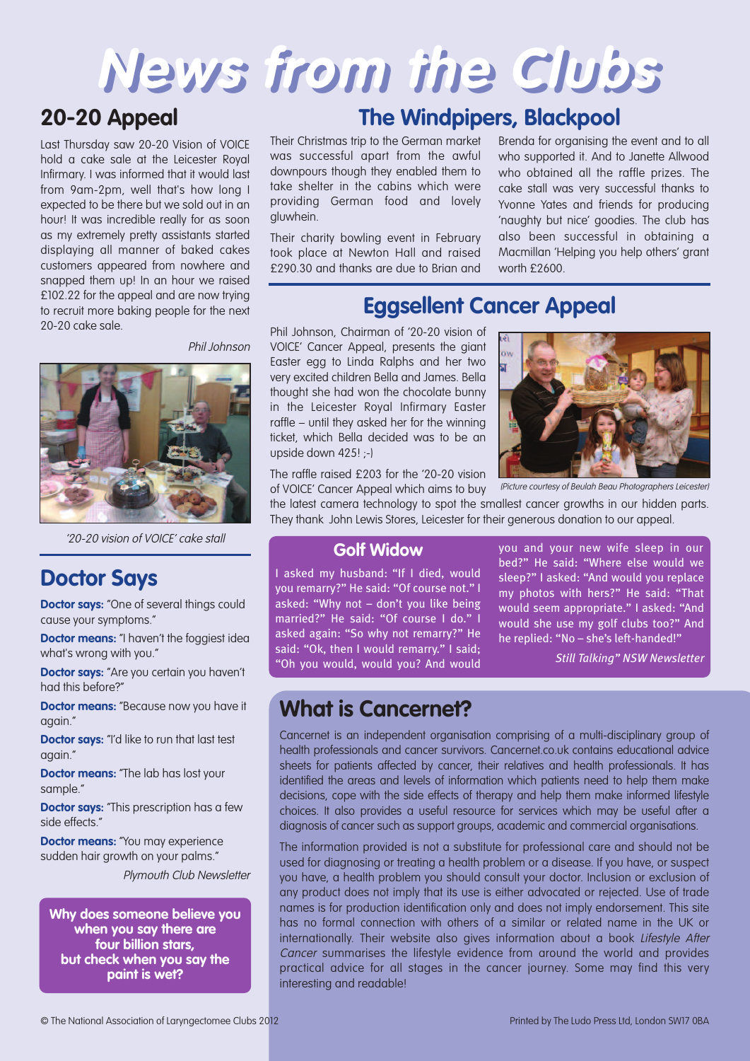# News from the Clubs

## 20-20 Appeal

Last Thursday saw 20-20 Vision of VOICE hold a cake sale at the Leicester Royal Infirmary. I was informed that it would last from 9am-2pm, well that's how long I expected to be there but we sold out in an hour! It was incredible really for as soon as my extremely pretty assistants started displaying all manner of baked cakes customers appeared from nowhere and snapped them up! In an hour we raised £102.22 for the appeal and are now trying to recruit more baking people for the next 20-20 cake sale.

*Phil Johnson*

*'20-20 vision of VOICE' cake stall*

## Doctor Says

**Doctor says:** "One of several things could cause your symptoms."

**Doctor means:** "I haven't the foggiest idea what's wrong with you."

**Doctor says:** "Are you certain you haven't had this before?"

**Doctor means:** "Because now you have it again."

**Doctor says:** "I'd like to run that last test again."

**Doctor means:** "The lab has lost your sample."

**Doctor says:** "This prescription has a few side effects."

**Doctor means:** "You may experience sudden hair growth on your palms."

*Plymouth Club Newsletter*

**Why does someone believe you when you say there are four billion stars, but check when you say the paint is wet?**

## The Windpipers, Blackpool

Their Christmas trip to the German market was successful apart from the awful downpours though they enabled them to take shelter in the cabins which were providing German food and lovely gluwhein.

Their charity bowling event in February took place at Newton Hall and raised £290.30 and thanks are due to Brian and Brenda for organising the event and to all who supported it. And to Janette Allwood who obtained all the raffle prizes. The cake stall was very successful thanks to Yvonne Yates and friends for producing 'naughty but nice' goodies. The club has also been successful in obtaining a Macmillan 'Helping you help others' grant worth £2600.

## Eggsellent Cancer Appeal

Phil Johnson, Chairman of '20-20 vision of VOICE' Cancer Appeal, presents the giant Easter egg to Linda Ralphs and her two very excited children Bella and James. Bella thought she had won the chocolate bunny in the Leicester Royal Infirmary Easter raffle – until they asked her for the winning ticket, which Bella decided was to be an upside down 425! ;-)

*(Picture courtesy of Beulah Beau Photographers Leicester)*

The raffle raised £203 for the '20-20 vision of VOICE' Cancer Appeal which aims to buy the latest camera technology to spot the smallest cancer growths in our hidden parts. They thank John Lewis Stores, Leicester for their generous donation to our appeal.

### Golf Widow

I asked my husband: "If I died, would you remarry?" He said: "Of course not." I asked: "Why not – don't you like being married?" He said: "Of course I do." I asked again: "So why not remarry?" He said: "Ok, then I would remarry." I said; "Oh you would, would you? And would you and your new wife sleep in our bed?" He said: "Where else would we sleep?" I asked: "And would you replace my photos with hers?" He said: "That would seem appropriate." I asked: "And would she use my golf clubs too?" And he replied: "No – she's left-handed!"

*Still Talking" NSW Newsletter*

## What is Cancernet?

Cancernet is an independent organisation comprising of a multi-disciplinary group of health professionals and cancer survivors. Cancernet.co.uk contains educational advice sheets for patients affected by cancer, their relatives and health professionals. It has identified the areas and levels of information which patients need to help them make decisions, cope with the side effects of therapy and help them make informed lifestyle choices. It also provides a useful resource for services which may be useful after a diagnosis of cancer such as support groups, academic and commercial organisations.

The information provided is not a substitute for professional care and should not be used for diagnosing or treating a health problem or a disease. If you have, or suspect you have, a health problem you should consult your doctor. Inclusion or exclusion of any product does not imply that its use is either advocated or rejected. Use of trade names is for production identification only and does not imply endorsement. This site has no formal connection with others of a similar or related name in the UK or internationally. Their website also gives information about a book *Lifestyle After Cancer* summarises the lifestyle evidence from around the world and provides practical advice for all stages in the cancer journey. Some may find this very interesting and readable!

© The National Association of Laryngectomee Clubs 2012

Printed by The Ludo Press Ltd, London SW17 0BA